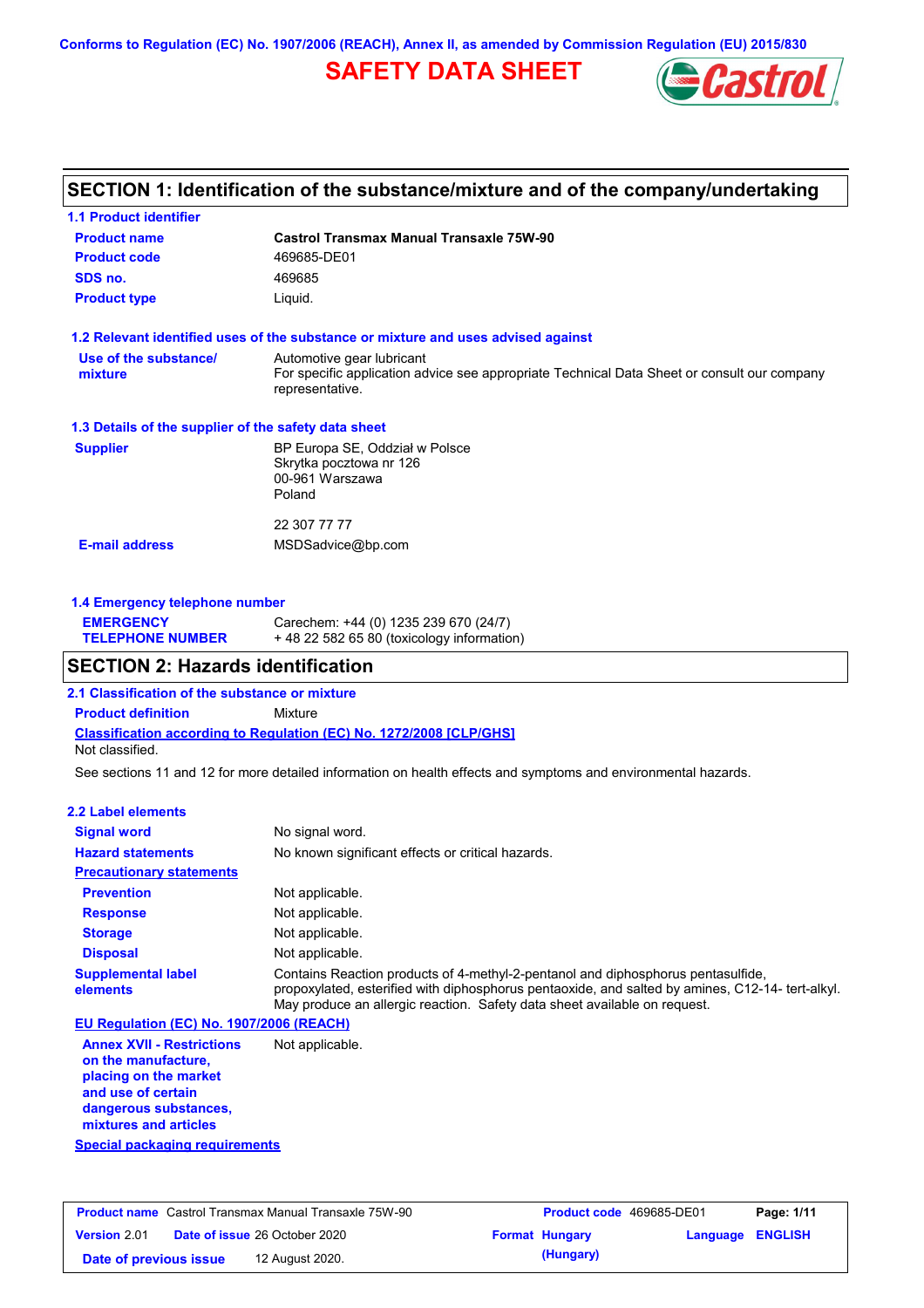Conforms to Regulation (EC) No. 1907/2006 (REACH), Annex II, as amended by Commission Regulation (EU) 2015/830

# SAFETY DATA SHEET

## SECTION 1: Identification of the substance/mixture and of the company/undertaking

### 1.1 Product identifier

| | |
|---|---|
| **Product name** | **Castrol Transmax Manual Transaxle 75W-90** |
| **Product code** | 469685-DE01 |
| **SDS no.** | 469685 |
| **Product type** | Liquid. |

### 1.2 Relevant identified uses of the substance or mixture and uses advised against

| | |
|---|---|
| **Use of the substance/ mixture** | Automotive gear lubricant<br>For specific application advice see appropriate Technical Data Sheet or consult our company representative. |

### 1.3 Details of the supplier of the safety data sheet

| | |
|---|---|
| **Supplier** | BP Europa SE, Oddział w Polsce<br>Skrytka pocztowa nr 126<br>00-961 Warszawa<br>Poland<br><br>22 307 77 77 |
| **E-mail address** | MSDSadvice@bp.com |

### 1.4 Emergency telephone number

| | |
|---|---|
| **EMERGENCY TELEPHONE NUMBER** | Carechem: +44 (0) 1235 239 670 (24/7)<br>+ 48 22 582 65 80 (toxicology information) |

## SECTION 2: Hazards identification

### 2.1 Classification of the substance or mixture

**Product definition** Mixture

**Classification according to Regulation (EC) No. 1272/2008 [CLP/GHS]**

Not classified.

See sections 11 and 12 for more detailed information on health effects and symptoms and environmental hazards.

### 2.2 Label elements

| | |
|---|---|
| **Signal word** | No signal word. |
| **Hazard statements** | No known significant effects or critical hazards. |
| **Precautionary statements** | |
| **Prevention** | Not applicable. |
| **Response** | Not applicable. |
| **Storage** | Not applicable. |
| **Disposal** | Not applicable. |
| **Supplemental label elements** | Contains Reaction products of 4-methyl-2-pentanol and diphosphorus pentasulfide, propoxylated, esterified with diphosphorus pentaoxide, and salted by amines, C12-14- tert-alkyl. May produce an allergic reaction. Safety data sheet available on request. |

**EU Regulation (EC) No. 1907/2006 (REACH)**

| | |
|---|---|
| **Annex XVII - Restrictions on the manufacture, placing on the market and use of certain dangerous substances, mixtures and articles** | Not applicable. |

**Special packaging requirements**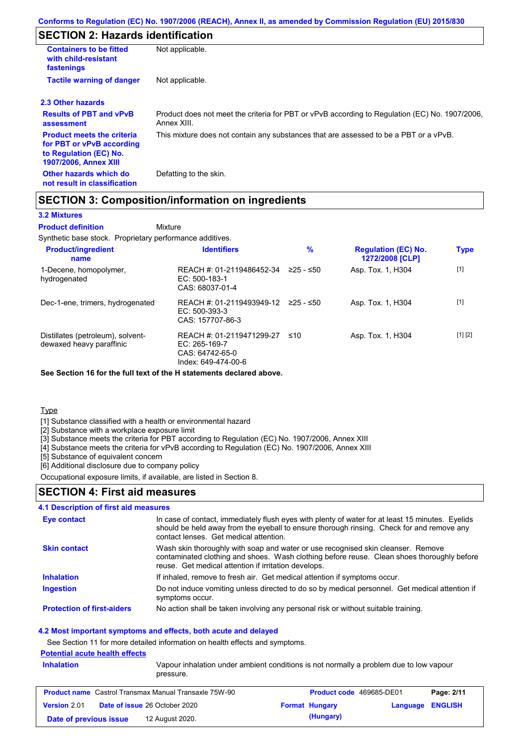## SECTION 2: Hazards identification

| | |
|---|---|
| **Containers to be fitted with child-resistant fastenings** | Not applicable. |
| **Tactile warning of danger** | Not applicable. |

### 2.3 Other hazards

| | |
|---|---|
| **Results of PBT and vPvB assessment** | Product does not meet the criteria for PBT or vPvB according to Regulation (EC) No. 1907/2006, Annex XIII. |
| **Product meets the criteria for PBT or vPvB according to Regulation (EC) No. 1907/2006, Annex XIII** | This mixture does not contain any substances that are assessed to be a PBT or a vPvB. |
| **Other hazards which do not result in classification** | Defatting to the skin. |

## SECTION 3: Composition/information on ingredients

### 3.2 Mixtures

**Product definition** Mixture

Synthetic base stock. Proprietary performance additives.

| Product/ingredient name | Identifiers | % | Regulation (EC) No. 1272/2008 [CLP] | Type |
|---|---|---|---|---|
| 1-Decene, homopolymer, hydrogenated | REACH #: 01-2119486452-34<br>EC: 500-183-1<br>CAS: 68037-01-4 | ≥25 - ≤50 | Asp. Tox. 1, H304 | [1] |
| Dec-1-ene, trimers, hydrogenated | REACH #: 01-2119493949-12<br>EC: 500-393-3<br>CAS: 157707-86-3 | ≥25 - ≤50 | Asp. Tox. 1, H304 | [1] |
| Distillates (petroleum), solvent-dewaxed heavy paraffinic | REACH #: 01-2119471299-27<br>EC: 265-169-7<br>CAS: 64742-65-0<br>Index: 649-474-00-6 | ≤10 | Asp. Tox. 1, H304 | [1] [2] |

**See Section 16 for the full text of the H statements declared above.**

Type

[1] Substance classified with a health or environmental hazard
[2] Substance with a workplace exposure limit
[3] Substance meets the criteria for PBT according to Regulation (EC) No. 1907/2006, Annex XIII
[4] Substance meets the criteria for vPvB according to Regulation (EC) No. 1907/2006, Annex XIII
[5] Substance of equivalent concern
[6] Additional disclosure due to company policy

Occupational exposure limits, if available, are listed in Section 8.

## SECTION 4: First aid measures

### 4.1 Description of first aid measures

| | |
|---|---|
| **Eye contact** | In case of contact, immediately flush eyes with plenty of water for at least 15 minutes. Eyelids should be held away from the eyeball to ensure thorough rinsing. Check for and remove any contact lenses. Get medical attention. |
| **Skin contact** | Wash skin thoroughly with soap and water or use recognised skin cleanser. Remove contaminated clothing and shoes. Wash clothing before reuse. Clean shoes thoroughly before reuse. Get medical attention if irritation develops. |
| **Inhalation** | If inhaled, remove to fresh air. Get medical attention if symptoms occur. |
| **Ingestion** | Do not induce vomiting unless directed to do so by medical personnel. Get medical attention if symptoms occur. |
| **Protection of first-aiders** | No action shall be taken involving any personal risk or without suitable training. |

### 4.2 Most important symptoms and effects, both acute and delayed

See Section 11 for more detailed information on health effects and symptoms.

**Potential acute health effects**

| | |
|---|---|
| **Inhalation** | Vapour inhalation under ambient conditions is not normally a problem due to low vapour pressure. |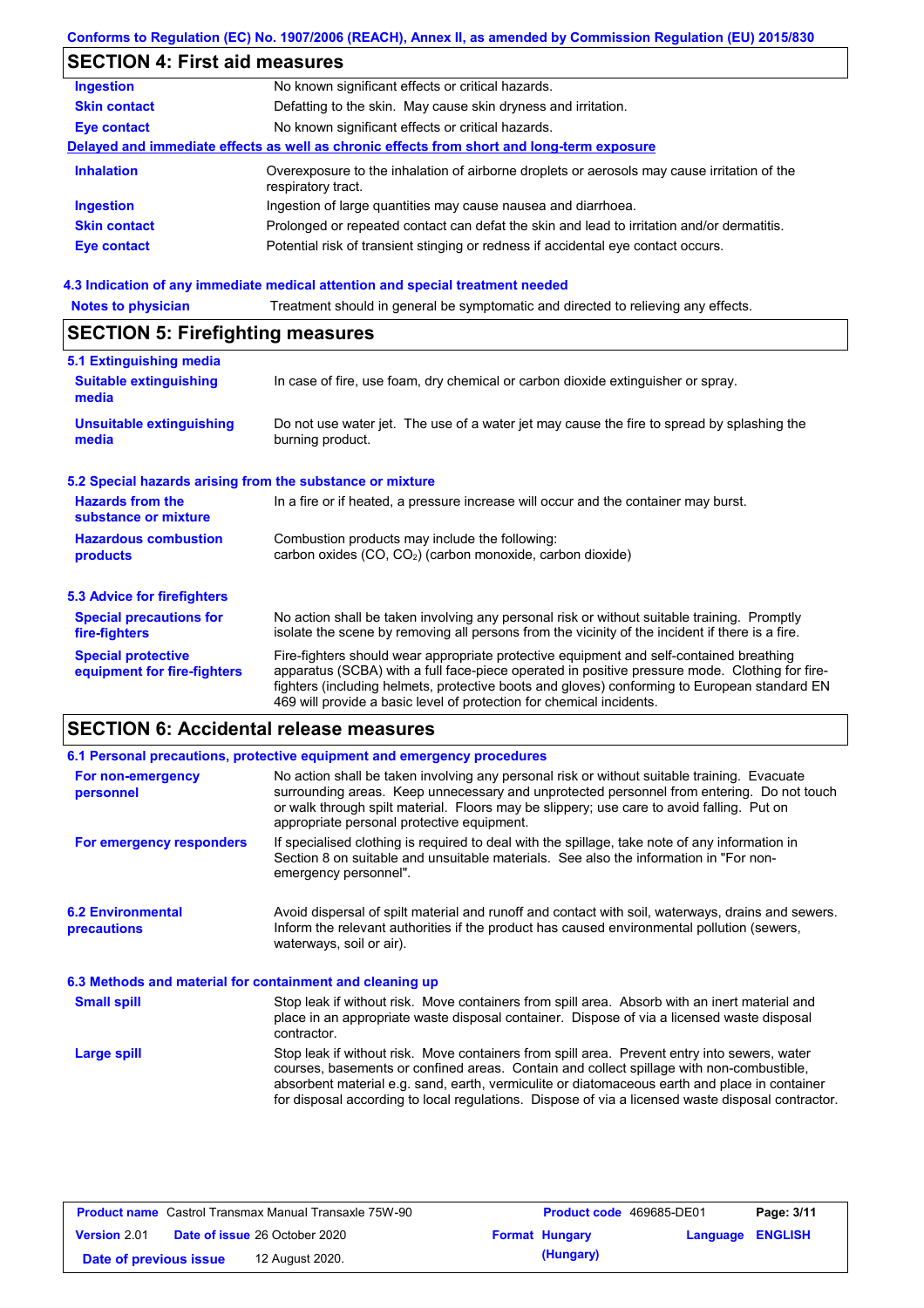Conforms to Regulation (EC) No. 1907/2006 (REACH), Annex II, as amended by Commission Regulation (EU) 2015/830

## SECTION 4: First aid measures

| | |
|---|---|
| **Ingestion** | No known significant effects or critical hazards. |
| **Skin contact** | Defatting to the skin. May cause skin dryness and irritation. |
| **Eye contact** | No known significant effects or critical hazards. |

**Delayed and immediate effects as well as chronic effects from short and long-term exposure**

| | |
|---|---|
| **Inhalation** | Overexposure to the inhalation of airborne droplets or aerosols may cause irritation of the respiratory tract. |
| **Ingestion** | Ingestion of large quantities may cause nausea and diarrhoea. |
| **Skin contact** | Prolonged or repeated contact can defat the skin and lead to irritation and/or dermatitis. |
| **Eye contact** | Potential risk of transient stinging or redness if accidental eye contact occurs. |

### 4.3 Indication of any immediate medical attention and special treatment needed

| | |
|---|---|
| **Notes to physician** | Treatment should in general be symptomatic and directed to relieving any effects. |

## SECTION 5: Firefighting measures

### 5.1 Extinguishing media

| | |
|---|---|
| **Suitable extinguishing media** | In case of fire, use foam, dry chemical or carbon dioxide extinguisher or spray. |
| **Unsuitable extinguishing media** | Do not use water jet. The use of a water jet may cause the fire to spread by splashing the burning product. |

### 5.2 Special hazards arising from the substance or mixture

| | |
|---|---|
| **Hazards from the substance or mixture** | In a fire or if heated, a pressure increase will occur and the container may burst. |
| **Hazardous combustion products** | Combustion products may include the following: carbon oxides (CO, $CO_2$) (carbon monoxide, carbon dioxide) |

### 5.3 Advice for firefighters

| | |
|---|---|
| **Special precautions for fire-fighters** | No action shall be taken involving any personal risk or without suitable training. Promptly isolate the scene by removing all persons from the vicinity of the incident if there is a fire. |
| **Special protective equipment for fire-fighters** | Fire-fighters should wear appropriate protective equipment and self-contained breathing apparatus (SCBA) with a full face-piece operated in positive pressure mode. Clothing for fire-fighters (including helmets, protective boots and gloves) conforming to European standard EN 469 will provide a basic level of protection for chemical incidents. |

## SECTION 6: Accidental release measures

### 6.1 Personal precautions, protective equipment and emergency procedures

| | |
|---|---|
| **For non-emergency personnel** | No action shall be taken involving any personal risk or without suitable training. Evacuate surrounding areas. Keep unnecessary and unprotected personnel from entering. Do not touch or walk through spilt material. Floors may be slippery; use care to avoid falling. Put on appropriate personal protective equipment. |
| **For emergency responders** | If specialised clothing is required to deal with the spillage, take note of any information in Section 8 on suitable and unsuitable materials. See also the information in "For non-emergency personnel". |

| | |
|---|---|
| **6.2 Environmental precautions** | Avoid dispersal of spilt material and runoff and contact with soil, waterways, drains and sewers. Inform the relevant authorities if the product has caused environmental pollution (sewers, waterways, soil or air). |

### 6.3 Methods and material for containment and cleaning up

| | |
|---|---|
| **Small spill** | Stop leak if without risk. Move containers from spill area. Absorb with an inert material and place in an appropriate waste disposal container. Dispose of via a licensed waste disposal contractor. |
| **Large spill** | Stop leak if without risk. Move containers from spill area. Prevent entry into sewers, water courses, basements or confined areas. Contain and collect spillage with non-combustible, absorbent material e.g. sand, earth, vermiculite or diatomaceous earth and place in container for disposal according to local regulations. Dispose of via a licensed waste disposal contractor. |

| | | | | | |
|---|---|---|---|---|---|
| **Product name** | Castrol Transmax Manual Transaxle 75W-90 | **Product code** | 469685-DE01 | | |
| **Version** 2.01 | **Date of issue** 26 October 2020 | **Format** | **Hungary (Hungary)** | **Language** | **ENGLISH** |
| **Date of previous issue** | 12 August 2020. | | | | |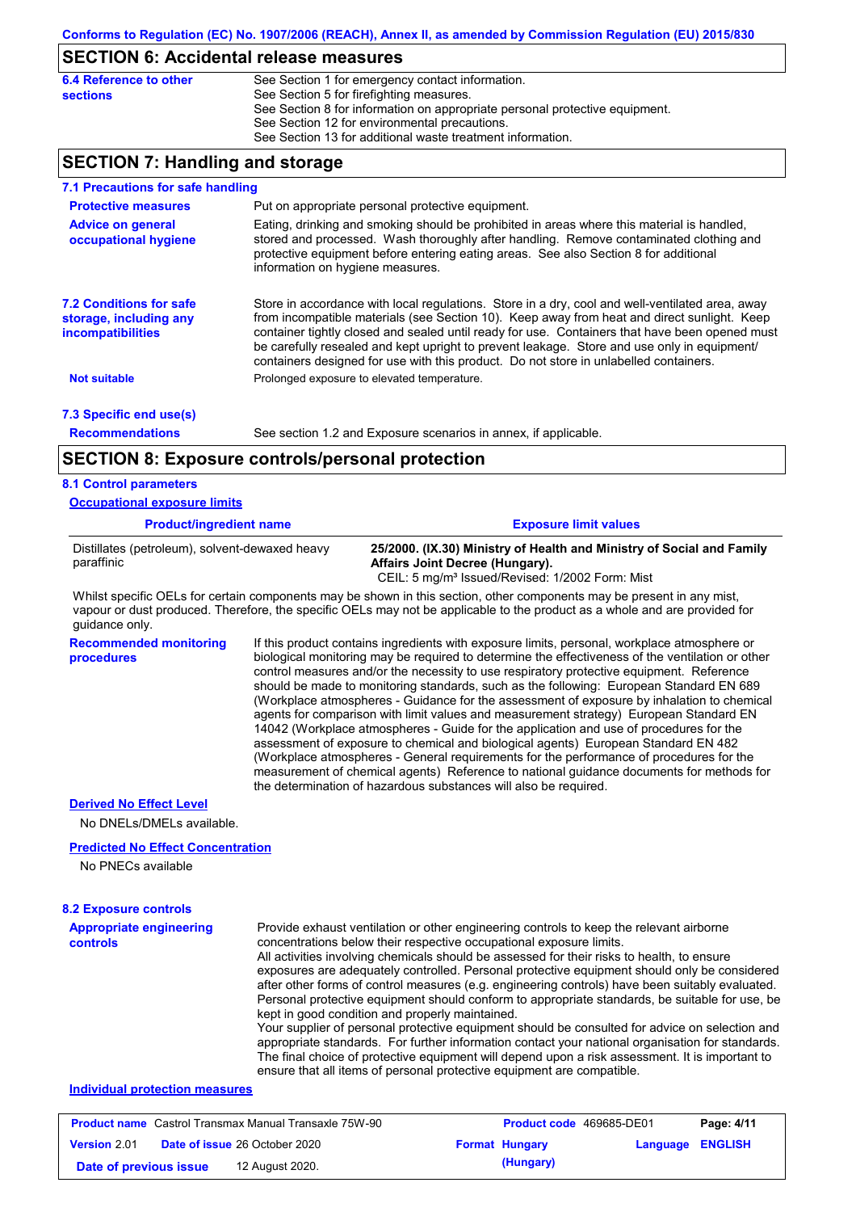## SECTION 6: Accidental release measures

| | |
|---|---|
| **6.4 Reference to other sections** | See Section 1 for emergency contact information.<br>See Section 5 for firefighting measures.<br>See Section 8 for information on appropriate personal protective equipment.<br>See Section 12 for environmental precautions.<br>See Section 13 for additional waste treatment information. |

## SECTION 7: Handling and storage

### 7.1 Precautions for safe handling

**Protective measures**
Put on appropriate personal protective equipment.

**Advice on general occupational hygiene**
Eating, drinking and smoking should be prohibited in areas where this material is handled, stored and processed. Wash thoroughly after handling. Remove contaminated clothing and protective equipment before entering eating areas. See also Section 8 for additional information on hygiene measures.

### 7.2 Conditions for safe storage, including any incompatibilities

Store in accordance with local regulations. Store in a dry, cool and well-ventilated area, away from incompatible materials (see Section 10). Keep away from heat and direct sunlight. Keep container tightly closed and sealed until ready for use. Containers that have been opened must be carefully resealed and kept upright to prevent leakage. Store and use only in equipment/containers designed for use with this product. Do not store in unlabelled containers.

**Not suitable**
Prolonged exposure to elevated temperature.

### 7.3 Specific end use(s)

**Recommendations**
See section 1.2 and Exposure scenarios in annex, if applicable.

## SECTION 8: Exposure controls/personal protection

### 8.1 Control parameters

**Occupational exposure limits**

| Product/ingredient name | Exposure limit values |
|---|---|
| Distillates (petroleum), solvent-dewaxed heavy paraffinic | **25/2000. (IX.30) Ministry of Health and Ministry of Social and Family Affairs Joint Decree (Hungary).**<br>CEIL: 5 mg/m³ Issued/Revised: 1/2002 Form: Mist |

Whilst specific OELs for certain components may be shown in this section, other components may be present in any mist, vapour or dust produced. Therefore, the specific OELs may not be applicable to the product as a whole and are provided for guidance only.

**Recommended monitoring procedures**
If this product contains ingredients with exposure limits, personal, workplace atmosphere or biological monitoring may be required to determine the effectiveness of the ventilation or other control measures and/or the necessity to use respiratory protective equipment. Reference should be made to monitoring standards, such as the following: European Standard EN 689 (Workplace atmospheres - Guidance for the assessment of exposure by inhalation to chemical agents for comparison with limit values and measurement strategy) European Standard EN 14042 (Workplace atmospheres - Guide for the application and use of procedures for the assessment of exposure to chemical and biological agents) European Standard EN 482 (Workplace atmospheres - General requirements for the performance of procedures for the measurement of chemical agents) Reference to national guidance documents for methods for the determination of hazardous substances will also be required.

**Derived No Effect Level**

No DNELs/DMELs available.

**Predicted No Effect Concentration**

No PNECs available

### 8.2 Exposure controls

**Appropriate engineering controls**
Provide exhaust ventilation or other engineering controls to keep the relevant airborne concentrations below their respective occupational exposure limits.
All activities involving chemicals should be assessed for their risks to health, to ensure exposures are adequately controlled. Personal protective equipment should only be considered after other forms of control measures (e.g. engineering controls) have been suitably evaluated. Personal protective equipment should conform to appropriate standards, be suitable for use, be kept in good condition and properly maintained.
Your supplier of personal protective equipment should be consulted for advice on selection and appropriate standards. For further information contact your national organisation for standards. The final choice of protective equipment will depend upon a risk assessment. It is important to ensure that all items of personal protective equipment are compatible.

**Individual protection measures**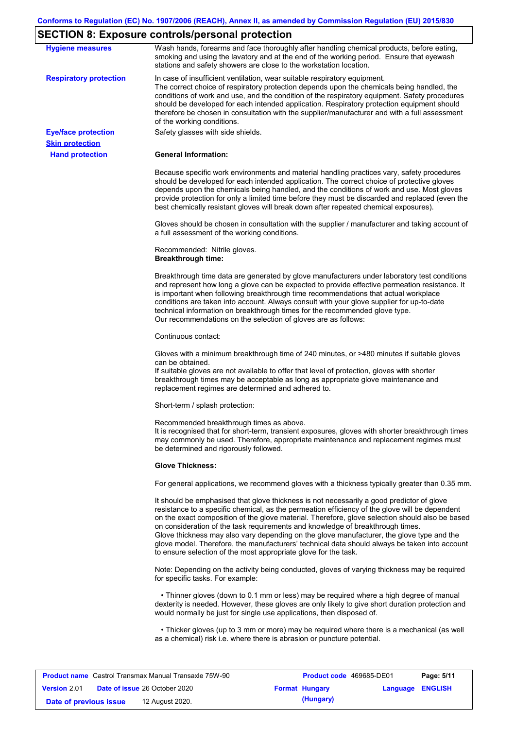## SECTION 8: Exposure controls/personal protection

**Hygiene measures**

Wash hands, forearms and face thoroughly after handling chemical products, before eating, smoking and using the lavatory and at the end of the working period. Ensure that eyewash stations and safety showers are close to the workstation location.

**Respiratory protection**

In case of insufficient ventilation, wear suitable respiratory equipment.
The correct choice of respiratory protection depends upon the chemicals being handled, the conditions of work and use, and the condition of the respiratory equipment. Safety procedures should be developed for each intended application. Respiratory protection equipment should therefore be chosen in consultation with the supplier/manufacturer and with a full assessment of the working conditions.

**Eye/face protection**

Safety glasses with side shields.

**Skin protection**

**Hand protection**

**General Information:**

Because specific work environments and material handling practices vary, safety procedures should be developed for each intended application. The correct choice of protective gloves depends upon the chemicals being handled, and the conditions of work and use. Most gloves provide protection for only a limited time before they must be discarded and replaced (even the best chemically resistant gloves will break down after repeated chemical exposures).

Gloves should be chosen in consultation with the supplier / manufacturer and taking account of a full assessment of the working conditions.

Recommended: Nitrile gloves.
**Breakthrough time:**

Breakthrough time data are generated by glove manufacturers under laboratory test conditions and represent how long a glove can be expected to provide effective permeation resistance. It is important when following breakthrough time recommendations that actual workplace conditions are taken into account. Always consult with your glove supplier for up-to-date technical information on breakthrough times for the recommended glove type.
Our recommendations on the selection of gloves are as follows:

Continuous contact:

Gloves with a minimum breakthrough time of 240 minutes, or >480 minutes if suitable gloves can be obtained.
If suitable gloves are not available to offer that level of protection, gloves with shorter breakthrough times may be acceptable as long as appropriate glove maintenance and replacement regimes are determined and adhered to.

Short-term / splash protection:

Recommended breakthrough times as above.
It is recognised that for short-term, transient exposures, gloves with shorter breakthrough times may commonly be used. Therefore, appropriate maintenance and replacement regimes must be determined and rigorously followed.

**Glove Thickness:**

For general applications, we recommend gloves with a thickness typically greater than 0.35 mm.

It should be emphasised that glove thickness is not necessarily a good predictor of glove resistance to a specific chemical, as the permeation efficiency of the glove will be dependent on the exact composition of the glove material. Therefore, glove selection should also be based on consideration of the task requirements and knowledge of breakthrough times.
Glove thickness may also vary depending on the glove manufacturer, the glove type and the glove model. Therefore, the manufacturers' technical data should always be taken into account to ensure selection of the most appropriate glove for the task.

Note: Depending on the activity being conducted, gloves of varying thickness may be required for specific tasks. For example:

- Thinner gloves (down to 0.1 mm or less) may be required where a high degree of manual dexterity is needed. However, these gloves are only likely to give short duration protection and would normally be just for single use applications, then disposed of.

- Thicker gloves (up to 3 mm or more) may be required where there is a mechanical (as well as a chemical) risk i.e. where there is abrasion or puncture potential.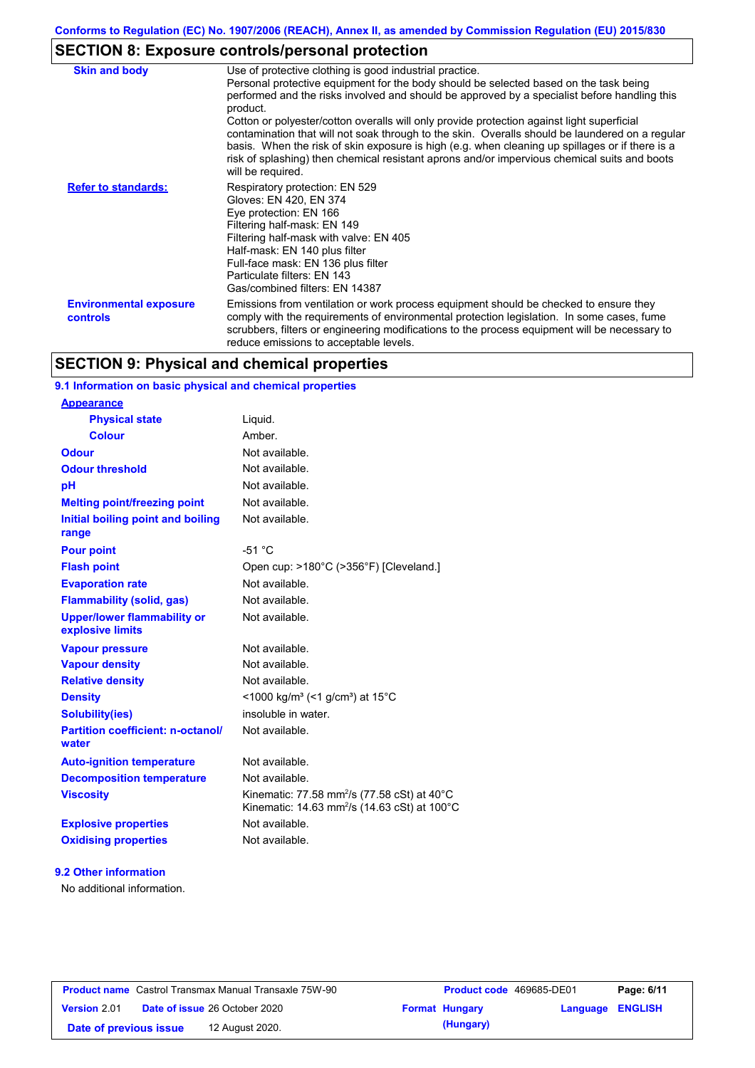## SECTION 8: Exposure controls/personal protection

| | |
|---|---|
| **Skin and body** | Use of protective clothing is good industrial practice. Personal protective equipment for the body should be selected based on the task being performed and the risks involved and should be approved by a specialist before handling this product. Cotton or polyester/cotton overalls will only provide protection against light superficial contamination that will not soak through to the skin. Overalls should be laundered on a regular basis. When the risk of skin exposure is high (e.g. when cleaning up spillages or if there is a risk of splashing) then chemical resistant aprons and/or impervious chemical suits and boots will be required. |
| **Refer to standards:** | Respiratory protection: EN 529<br>Gloves: EN 420, EN 374<br>Eye protection: EN 166<br>Filtering half-mask: EN 149<br>Filtering half-mask with valve: EN 405<br>Half-mask: EN 140 plus filter<br>Full-face mask: EN 136 plus filter<br>Particulate filters: EN 143<br>Gas/combined filters: EN 14387 |
| **Environmental exposure controls** | Emissions from ventilation or work process equipment should be checked to ensure they comply with the requirements of environmental protection legislation. In some cases, fume scrubbers, filters or engineering modifications to the process equipment will be necessary to reduce emissions to acceptable levels. |

## SECTION 9: Physical and chemical properties

### 9.1 Information on basic physical and chemical properties

| | |
|---|---|
| **Appearance** | |
| **Physical state** | Liquid. |
| **Colour** | Amber. |
| **Odour** | Not available. |
| **Odour threshold** | Not available. |
| **pH** | Not available. |
| **Melting point/freezing point** | Not available. |
| **Initial boiling point and boiling range** | Not available. |
| **Pour point** | -51 °C |
| **Flash point** | Open cup: >180°C (>356°F) [Cleveland.] |
| **Evaporation rate** | Not available. |
| **Flammability (solid, gas)** | Not available. |
| **Upper/lower flammability or explosive limits** | Not available. |
| **Vapour pressure** | Not available. |
| **Vapour density** | Not available. |
| **Relative density** | Not available. |
| **Density** | <1000 kg/m³ (<1 g/cm³) at 15°C |
| **Solubility(ies)** | insoluble in water. |
| **Partition coefficient: n-octanol/water** | Not available. |
| **Auto-ignition temperature** | Not available. |
| **Decomposition temperature** | Not available. |
| **Viscosity** | Kinematic: 77.58 $mm^2/s$ (77.58 cSt) at 40°C<br>Kinematic: 14.63 $mm^2/s$ (14.63 cSt) at 100°C |
| **Explosive properties** | Not available. |
| **Oxidising properties** | Not available. |

### 9.2 Other information

No additional information.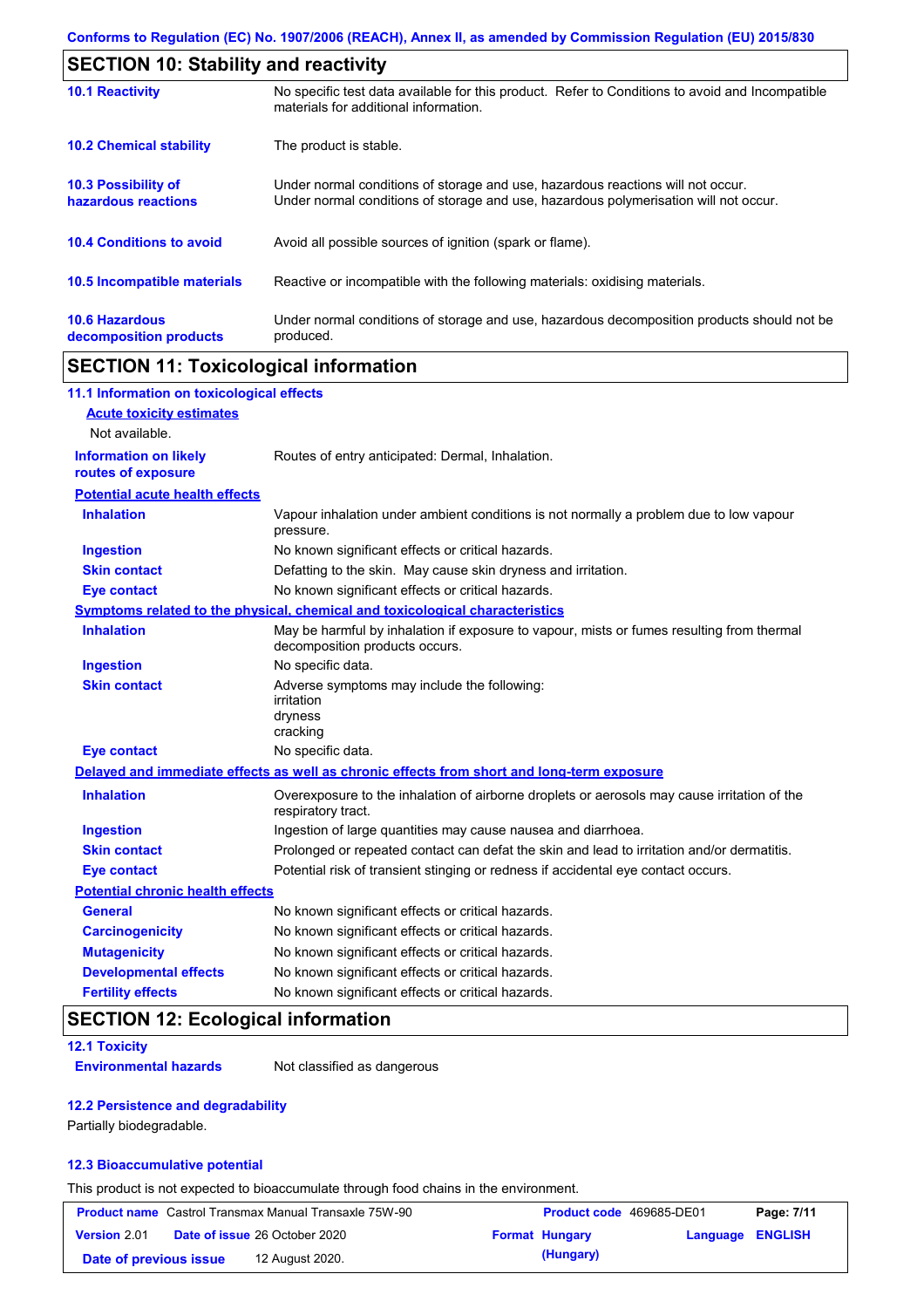Conforms to Regulation (EC) No. 1907/2006 (REACH), Annex II, as amended by Commission Regulation (EU) 2015/830

## SECTION 10: Stability and reactivity

| | |
|---|---|
| **10.1 Reactivity** | No specific test data available for this product. Refer to Conditions to avoid and Incompatible materials for additional information. |
| **10.2 Chemical stability** | The product is stable. |
| **10.3 Possibility of hazardous reactions** | Under normal conditions of storage and use, hazardous reactions will not occur. Under normal conditions of storage and use, hazardous polymerisation will not occur. |
| **10.4 Conditions to avoid** | Avoid all possible sources of ignition (spark or flame). |
| **10.5 Incompatible materials** | Reactive or incompatible with the following materials: oxidising materials. |
| **10.6 Hazardous decomposition products** | Under normal conditions of storage and use, hazardous decomposition products should not be produced. |

## SECTION 11: Toxicological information

### 11.1 Information on toxicological effects

**Acute toxicity estimates**

Not available.

| | |
|---|---|
| **Information on likely routes of exposure** | Routes of entry anticipated: Dermal, Inhalation. |

**Potential acute health effects**

| | |
|---|---|
| **Inhalation** | Vapour inhalation under ambient conditions is not normally a problem due to low vapour pressure. |
| **Ingestion** | No known significant effects or critical hazards. |
| **Skin contact** | Defatting to the skin. May cause skin dryness and irritation. |
| **Eye contact** | No known significant effects or critical hazards. |

**Symptoms related to the physical, chemical and toxicological characteristics**

| | |
|---|---|
| **Inhalation** | May be harmful by inhalation if exposure to vapour, mists or fumes resulting from thermal decomposition products occurs. |
| **Ingestion** | No specific data. |
| **Skin contact** | Adverse symptoms may include the following: irritation dryness cracking |
| **Eye contact** | No specific data. |

**Delayed and immediate effects as well as chronic effects from short and long-term exposure**

| | |
|---|---|
| **Inhalation** | Overexposure to the inhalation of airborne droplets or aerosols may cause irritation of the respiratory tract. |
| **Ingestion** | Ingestion of large quantities may cause nausea and diarrhoea. |
| **Skin contact** | Prolonged or repeated contact can defat the skin and lead to irritation and/or dermatitis. |
| **Eye contact** | Potential risk of transient stinging or redness if accidental eye contact occurs. |

**Potential chronic health effects**

| | |
|---|---|
| **General** | No known significant effects or critical hazards. |
| **Carcinogenicity** | No known significant effects or critical hazards. |
| **Mutagenicity** | No known significant effects or critical hazards. |
| **Developmental effects** | No known significant effects or critical hazards. |
| **Fertility effects** | No known significant effects or critical hazards. |

## SECTION 12: Ecological information

### 12.1 Toxicity

| | |
|---|---|
| **Environmental hazards** | Not classified as dangerous |

### 12.2 Persistence and degradability

Partially biodegradable.

### 12.3 Bioaccumulative potential

This product is not expected to bioaccumulate through food chains in the environment.

| | | | |
|---|---|---|---|
| **Product name** Castrol Transmax Manual Transaxle 75W-90 | | **Product code** 469685-DE01 | **Page:** 7/11 |
| **Version** 2.01 | **Date of issue** 26 October 2020 | **Format** Hungary (Hungary) | **Language** ENGLISH |
| **Date of previous issue** | 12 August 2020. | | |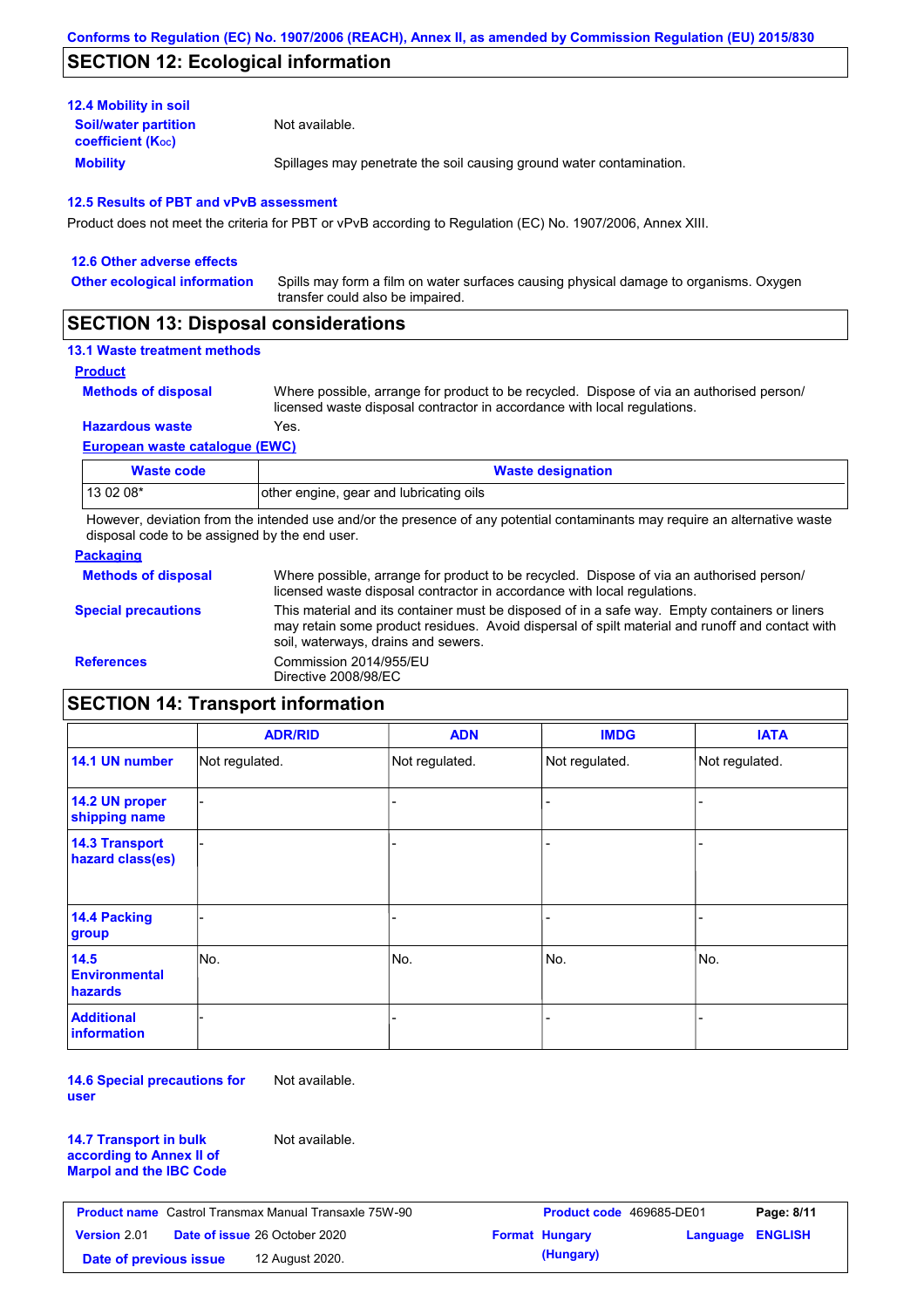## SECTION 12: Ecological information

### 12.4 Mobility in soil

**Soil/water partition coefficient ($K_{OC}$)**: Not available.

**Mobility**: Spillages may penetrate the soil causing ground water contamination.

### 12.5 Results of PBT and vPvB assessment

Product does not meet the criteria for PBT or vPvB according to Regulation (EC) No. 1907/2006, Annex XIII.

### 12.6 Other adverse effects

**Other ecological information**: Spills may form a film on water surfaces causing physical damage to organisms. Oxygen transfer could also be impaired.

## SECTION 13: Disposal considerations

### 13.1 Waste treatment methods

**Product**

**Methods of disposal**: Where possible, arrange for product to be recycled. Dispose of via an authorised person/ licensed waste disposal contractor in accordance with local regulations.

**Hazardous waste**: Yes.

**European waste catalogue (EWC)**

| Waste code | Waste designation |
|---|---|
| 13 02 08* | other engine, gear and lubricating oils |

However, deviation from the intended use and/or the presence of any potential contaminants may require an alternative waste disposal code to be assigned by the end user.

**Packaging**

**Methods of disposal**: Where possible, arrange for product to be recycled. Dispose of via an authorised person/ licensed waste disposal contractor in accordance with local regulations.

**Special precautions**: This material and its container must be disposed of in a safe way. Empty containers or liners may retain some product residues. Avoid dispersal of spilt material and runoff and contact with soil, waterways, drains and sewers.

**References**: Commission 2014/955/EU
Directive 2008/98/EC

## SECTION 14: Transport information

| | ADR/RID | ADN | IMDG | IATA |
|---|---|---|---|---|
| 14.1 UN number | Not regulated. | Not regulated. | Not regulated. | Not regulated. |
| 14.2 UN proper shipping name | - | - | - | - |
| 14.3 Transport hazard class(es) | - | - | - | - |
| 14.4 Packing group | - | - | - | - |
| 14.5 Environmental hazards | No. | No. | No. | No. |
| Additional information | - | - | - | - |

**14.6 Special precautions for user**: Not available.

**14.7 Transport in bulk according to Annex II of Marpol and the IBC Code**: Not available.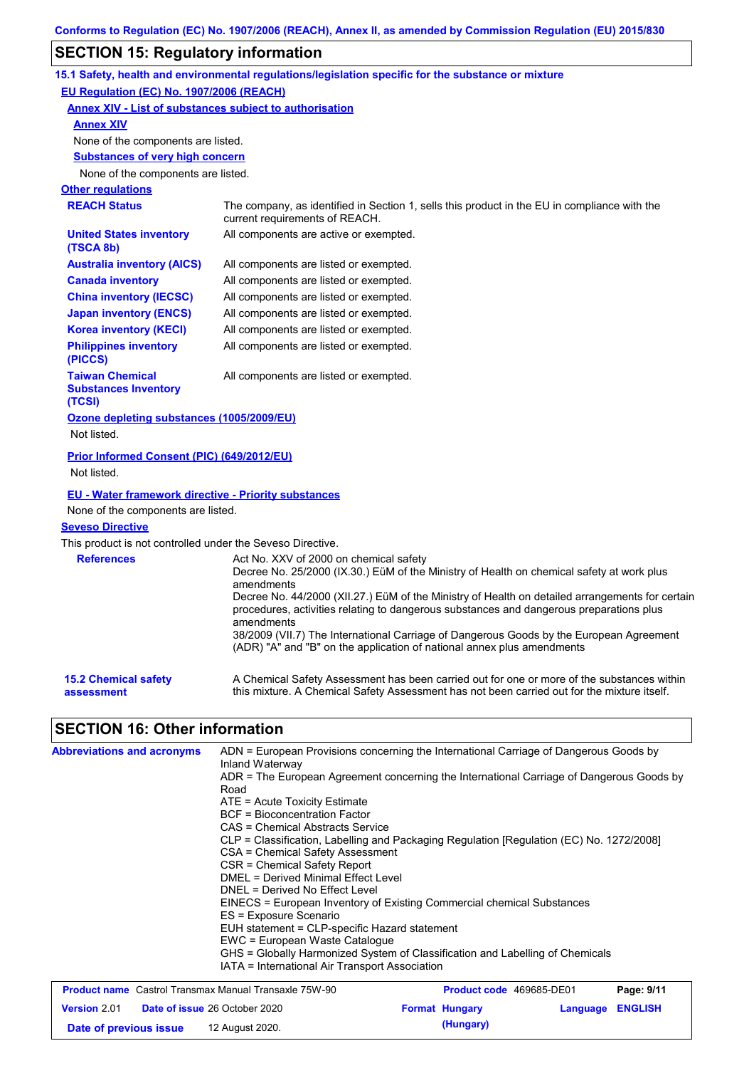## SECTION 15: Regulatory information

### 15.1 Safety, health and environmental regulations/legislation specific for the substance or mixture

**EU Regulation (EC) No. 1907/2006 (REACH)**

**Annex XIV - List of substances subject to authorisation**

**Annex XIV**

None of the components are listed.

**Substances of very high concern**

None of the components are listed.

**Other regulations**

| | |
|---|---|
| **REACH Status** | The company, as identified in Section 1, sells this product in the EU in compliance with the current requirements of REACH. |
| **United States inventory (TSCA 8b)** | All components are active or exempted. |
| **Australia inventory (AICS)** | All components are listed or exempted. |
| **Canada inventory** | All components are listed or exempted. |
| **China inventory (IECSC)** | All components are listed or exempted. |
| **Japan inventory (ENCS)** | All components are listed or exempted. |
| **Korea inventory (KECI)** | All components are listed or exempted. |
| **Philippines inventory (PICCS)** | All components are listed or exempted. |
| **Taiwan Chemical Substances Inventory (TCSI)** | All components are listed or exempted. |

**Ozone depleting substances (1005/2009/EU)**

Not listed.

**Prior Informed Consent (PIC) (649/2012/EU)**

Not listed.

**EU - Water framework directive - Priority substances**

None of the components are listed.

**Seveso Directive**

This product is not controlled under the Seveso Directive.

**References**

Act No. XXV of 2000 on chemical safety
Decree No. 25/2000 (IX.30.) EüM of the Ministry of Health on chemical safety at work plus amendments
Decree No. 44/2000 (XII.27.) EüM of the Ministry of Health on detailed arrangements for certain procedures, activities relating to dangerous substances and dangerous preparations plus amendments
38/2009 (VII.7) The International Carriage of Dangerous Goods by the European Agreement (ADR) "A" and "B" on the application of national annex plus amendments

**15.2 Chemical safety assessment**

A Chemical Safety Assessment has been carried out for one or more of the substances within this mixture. A Chemical Safety Assessment has not been carried out for the mixture itself.

## SECTION 16: Other information

**Abbreviations and acronyms**

ADN = European Provisions concerning the International Carriage of Dangerous Goods by Inland Waterway
ADR = The European Agreement concerning the International Carriage of Dangerous Goods by Road
ATE = Acute Toxicity Estimate
BCF = Bioconcentration Factor
CAS = Chemical Abstracts Service
CLP = Classification, Labelling and Packaging Regulation [Regulation (EC) No. 1272/2008]
CSA = Chemical Safety Assessment
CSR = Chemical Safety Report
DMEL = Derived Minimal Effect Level
DNEL = Derived No Effect Level
EINECS = European Inventory of Existing Commercial chemical Substances
ES = Exposure Scenario
EUH statement = CLP-specific Hazard statement
EWC = European Waste Catalogue
GHS = Globally Harmonized System of Classification and Labelling of Chemicals
IATA = International Air Transport Association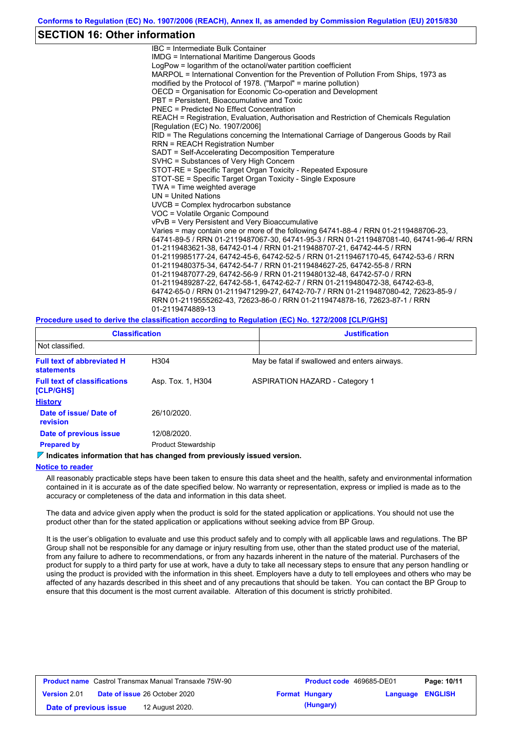## SECTION 16: Other information

IBC = Intermediate Bulk Container
IMDG = International Maritime Dangerous Goods
LogPow = logarithm of the octanol/water partition coefficient
MARPOL = International Convention for the Prevention of Pollution From Ships, 1973 as modified by the Protocol of 1978. ("Marpol" = marine pollution)
OECD = Organisation for Economic Co-operation and Development
PBT = Persistent, Bioaccumulative and Toxic
PNEC = Predicted No Effect Concentration
REACH = Registration, Evaluation, Authorisation and Restriction of Chemicals Regulation [Regulation (EC) No. 1907/2006]
RID = The Regulations concerning the International Carriage of Dangerous Goods by Rail
RRN = REACH Registration Number
SADT = Self-Accelerating Decomposition Temperature
SVHC = Substances of Very High Concern
STOT-RE = Specific Target Organ Toxicity - Repeated Exposure
STOT-SE = Specific Target Organ Toxicity - Single Exposure
TWA = Time weighted average
UN = United Nations
UVCB = Complex hydrocarbon substance
VOC = Volatile Organic Compound
vPvB = Very Persistent and Very Bioaccumulative
Varies = may contain one or more of the following 64741-88-4 / RRN 01-2119488706-23, 64741-89-5 / RRN 01-2119487067-30, 64741-95-3 / RRN 01-2119487081-40, 64741-96-4/ RRN 01-2119483621-38, 64742-01-4 / RRN 01-2119488707-21, 64742-44-5 / RRN 01-2119985177-24, 64742-45-6, 64742-52-5 / RRN 01-2119467170-45, 64742-53-6 / RRN 01-2119480375-34, 64742-54-7 / RRN 01-2119484627-25, 64742-55-8 / RRN 01-2119487077-29, 64742-56-9 / RRN 01-2119480132-48, 64742-57-0 / RRN 01-2119489287-22, 64742-58-1, 64742-62-7 / RRN 01-2119480472-38, 64742-63-8, 64742-65-0 / RRN 01-2119471299-27, 64742-70-7 / RRN 01-2119487080-42, 72623-85-9 / RRN 01-2119555262-43, 72623-86-0 / RRN 01-2119474878-16, 72623-87-1 / RRN 01-2119474889-13

**Procedure used to derive the classification according to Regulation (EC) No. 1272/2008 [CLP/GHS]**

| Classification | Justification |
|---|---|
| Not classified. | |

**Full text of abbreviated H statements** | H304 | May be fatal if swallowed and enters airways.

**Full text of classifications [CLP/GHS]** | Asp. Tox. 1, H304 | ASPIRATION HAZARD - Category 1

**History**

**Date of issue/ Date of revision** 26/10/2020.

**Date of previous issue** 12/08/2020.

**Prepared by** Product Stewardship

**Indicates information that has changed from previously issued version.**

**Notice to reader**

All reasonably practicable steps have been taken to ensure this data sheet and the health, safety and environmental information contained in it is accurate as of the date specified below. No warranty or representation, express or implied is made as to the accuracy or completeness of the data and information in this data sheet.

The data and advice given apply when the product is sold for the stated application or applications. You should not use the product other than for the stated application or applications without seeking advice from BP Group.

It is the user's obligation to evaluate and use this product safely and to comply with all applicable laws and regulations. The BP Group shall not be responsible for any damage or injury resulting from use, other than the stated product use of the material, from any failure to adhere to recommendations, or from any hazards inherent in the nature of the material. Purchasers of the product for supply to a third party for use at work, have a duty to take all necessary steps to ensure that any person handling or using the product is provided with the information in this sheet. Employers have a duty to tell employees and others who may be affected of any hazards described in this sheet and of any precautions that should be taken. You can contact the BP Group to ensure that this document is the most current available. Alteration of this document is strictly prohibited.